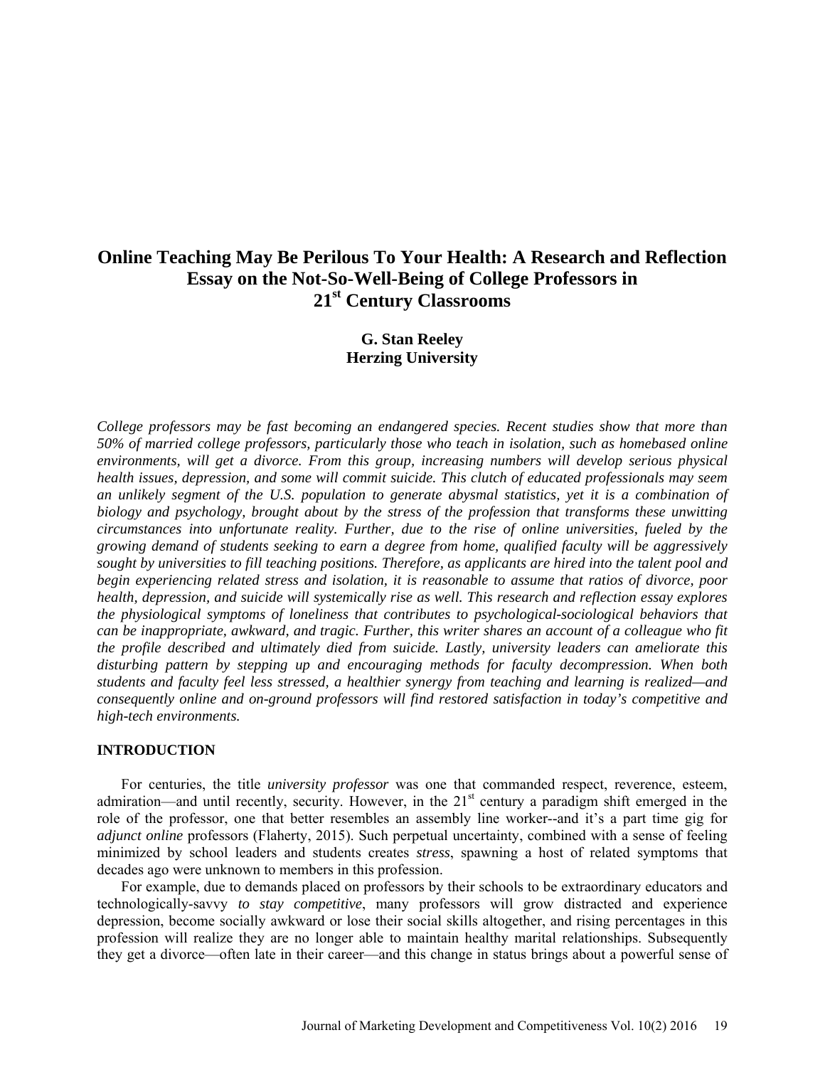# Online Teaching May Be Perilous To Your Health: A Research and Reflection Essay on the Not-So-Well-Being of College Professors in 21st Century Classrooms

**G. Stan Reeley**
**Herzing University**

*College professors may be fast becoming an endangered species. Recent studies show that more than 50% of married college professors, particularly those who teach in isolation, such as homebased online environments, will get a divorce. From this group, increasing numbers will develop serious physical health issues, depression, and some will commit suicide. This clutch of educated professionals may seem an unlikely segment of the U.S. population to generate abysmal statistics, yet it is a combination of biology and psychology, brought about by the stress of the profession that transforms these unwitting circumstances into unfortunate reality. Further, due to the rise of online universities, fueled by the growing demand of students seeking to earn a degree from home, qualified faculty will be aggressively sought by universities to fill teaching positions. Therefore, as applicants are hired into the talent pool and begin experiencing related stress and isolation, it is reasonable to assume that ratios of divorce, poor health, depression, and suicide will systemically rise as well. This research and reflection essay explores the physiological symptoms of loneliness that contributes to psychological-sociological behaviors that can be inappropriate, awkward, and tragic. Further, this writer shares an account of a colleague who fit the profile described and ultimately died from suicide. Lastly, university leaders can ameliorate this disturbing pattern by stepping up and encouraging methods for faculty decompression. When both students and faculty feel less stressed, a healthier synergy from teaching and learning is realized—and consequently online and on-ground professors will find restored satisfaction in today's competitive and high-tech environments.*

## INTRODUCTION

For centuries, the title *university professor* was one that commanded respect, reverence, esteem, admiration—and until recently, security. However, in the 21st century a paradigm shift emerged in the role of the professor, one that better resembles an assembly line worker--and it's a part time gig for *adjunct online* professors (Flaherty, 2015). Such perpetual uncertainty, combined with a sense of feeling minimized by school leaders and students creates *stress*, spawning a host of related symptoms that decades ago were unknown to members in this profession.

For example, due to demands placed on professors by their schools to be extraordinary educators and technologically-savvy *to stay competitive*, many professors will grow distracted and experience depression, become socially awkward or lose their social skills altogether, and rising percentages in this profession will realize they are no longer able to maintain healthy marital relationships. Subsequently they get a divorce—often late in their career—and this change in status brings about a powerful sense of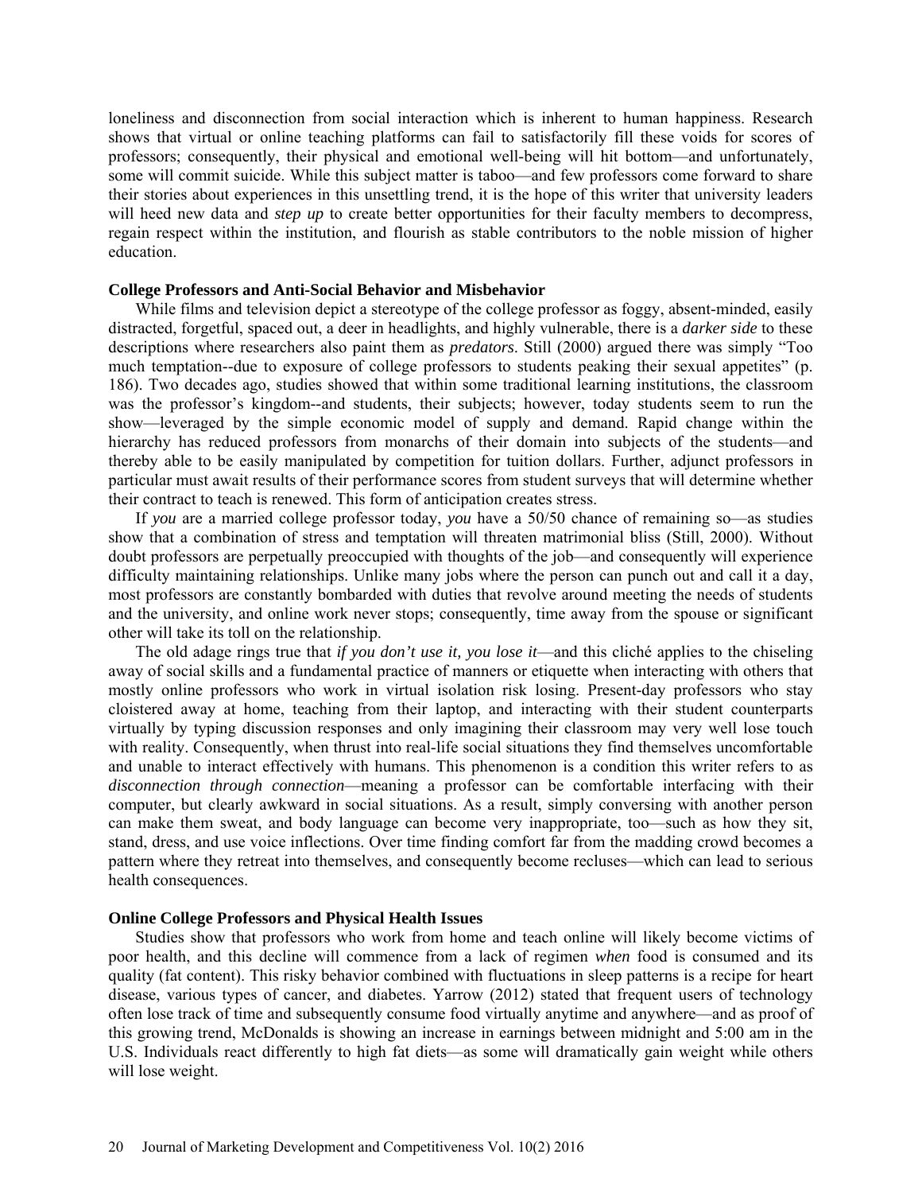loneliness and disconnection from social interaction which is inherent to human happiness. Research shows that virtual or online teaching platforms can fail to satisfactorily fill these voids for scores of professors; consequently, their physical and emotional well-being will hit bottom—and unfortunately, some will commit suicide. While this subject matter is taboo—and few professors come forward to share their stories about experiences in this unsettling trend, it is the hope of this writer that university leaders will heed new data and *step up* to create better opportunities for their faculty members to decompress, regain respect within the institution, and flourish as stable contributors to the noble mission of higher education.

**College Professors and Anti-Social Behavior and Misbehavior**

While films and television depict a stereotype of the college professor as foggy, absent-minded, easily distracted, forgetful, spaced out, a deer in headlights, and highly vulnerable, there is a *darker side* to these descriptions where researchers also paint them as *predators*. Still (2000) argued there was simply "Too much temptation--due to exposure of college professors to students peaking their sexual appetites" (p. 186). Two decades ago, studies showed that within some traditional learning institutions, the classroom was the professor's kingdom--and students, their subjects; however, today students seem to run the show—leveraged by the simple economic model of supply and demand. Rapid change within the hierarchy has reduced professors from monarchs of their domain into subjects of the students—and thereby able to be easily manipulated by competition for tuition dollars. Further, adjunct professors in particular must await results of their performance scores from student surveys that will determine whether their contract to teach is renewed. This form of anticipation creates stress.

If *you* are a married college professor today, *you* have a 50/50 chance of remaining so—as studies show that a combination of stress and temptation will threaten matrimonial bliss (Still, 2000). Without doubt professors are perpetually preoccupied with thoughts of the job—and consequently will experience difficulty maintaining relationships. Unlike many jobs where the person can punch out and call it a day, most professors are constantly bombarded with duties that revolve around meeting the needs of students and the university, and online work never stops; consequently, time away from the spouse or significant other will take its toll on the relationship.

The old adage rings true that *if you don't use it, you lose it*—and this cliché applies to the chiseling away of social skills and a fundamental practice of manners or etiquette when interacting with others that mostly online professors who work in virtual isolation risk losing. Present-day professors who stay cloistered away at home, teaching from their laptop, and interacting with their student counterparts virtually by typing discussion responses and only imagining their classroom may very well lose touch with reality. Consequently, when thrust into real-life social situations they find themselves uncomfortable and unable to interact effectively with humans. This phenomenon is a condition this writer refers to as *disconnection through connection*—meaning a professor can be comfortable interfacing with their computer, but clearly awkward in social situations. As a result, simply conversing with another person can make them sweat, and body language can become very inappropriate, too—such as how they sit, stand, dress, and use voice inflections. Over time finding comfort far from the madding crowd becomes a pattern where they retreat into themselves, and consequently become recluses—which can lead to serious health consequences.

**Online College Professors and Physical Health Issues**

Studies show that professors who work from home and teach online will likely become victims of poor health, and this decline will commence from a lack of regimen *when* food is consumed and its quality (fat content). This risky behavior combined with fluctuations in sleep patterns is a recipe for heart disease, various types of cancer, and diabetes. Yarrow (2012) stated that frequent users of technology often lose track of time and subsequently consume food virtually anytime and anywhere—and as proof of this growing trend, McDonalds is showing an increase in earnings between midnight and 5:00 am in the U.S. Individuals react differently to high fat diets—as some will dramatically gain weight while others will lose weight.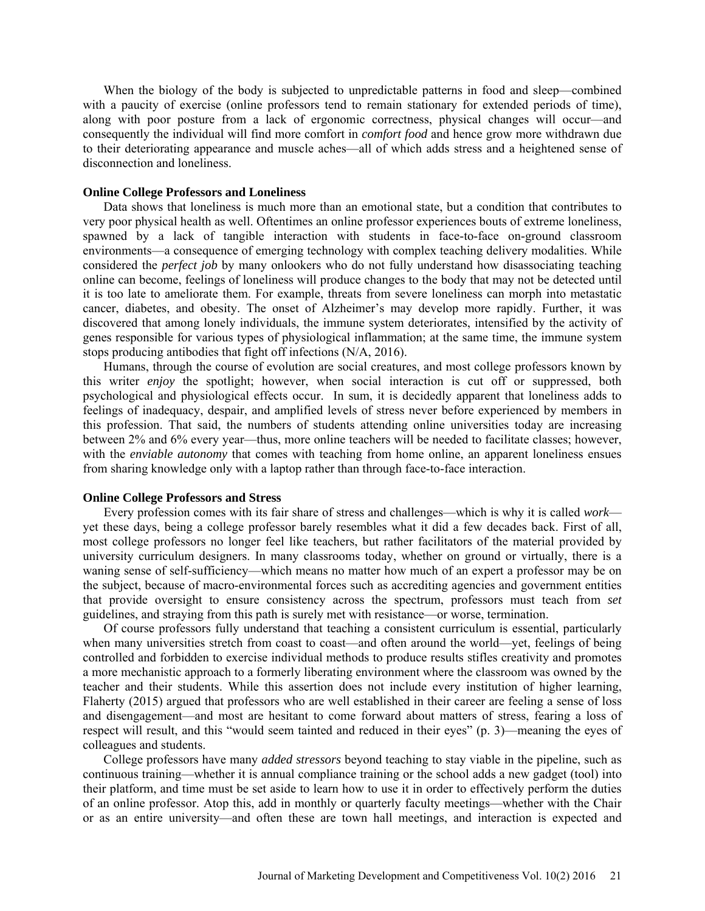When the biology of the body is subjected to unpredictable patterns in food and sleep—combined with a paucity of exercise (online professors tend to remain stationary for extended periods of time), along with poor posture from a lack of ergonomic correctness, physical changes will occur—and consequently the individual will find more comfort in *comfort food* and hence grow more withdrawn due to their deteriorating appearance and muscle aches—all of which adds stress and a heightened sense of disconnection and loneliness.

### Online College Professors and Loneliness

Data shows that loneliness is much more than an emotional state, but a condition that contributes to very poor physical health as well. Oftentimes an online professor experiences bouts of extreme loneliness, spawned by a lack of tangible interaction with students in face-to-face on-ground classroom environments—a consequence of emerging technology with complex teaching delivery modalities. While considered the *perfect job* by many onlookers who do not fully understand how disassociating teaching online can become, feelings of loneliness will produce changes to the body that may not be detected until it is too late to ameliorate them. For example, threats from severe loneliness can morph into metastatic cancer, diabetes, and obesity. The onset of Alzheimer's may develop more rapidly. Further, it was discovered that among lonely individuals, the immune system deteriorates, intensified by the activity of genes responsible for various types of physiological inflammation; at the same time, the immune system stops producing antibodies that fight off infections (N/A, 2016).

Humans, through the course of evolution are social creatures, and most college professors known by this writer *enjoy* the spotlight; however, when social interaction is cut off or suppressed, both psychological and physiological effects occur. In sum, it is decidedly apparent that loneliness adds to feelings of inadequacy, despair, and amplified levels of stress never before experienced by members in this profession. That said, the numbers of students attending online universities today are increasing between 2% and 6% every year—thus, more online teachers will be needed to facilitate classes; however, with the *enviable autonomy* that comes with teaching from home online, an apparent loneliness ensues from sharing knowledge only with a laptop rather than through face-to-face interaction.

### Online College Professors and Stress

Every profession comes with its fair share of stress and challenges—which is why it is called *work*—yet these days, being a college professor barely resembles what it did a few decades back. First of all, most college professors no longer feel like teachers, but rather facilitators of the material provided by university curriculum designers. In many classrooms today, whether on ground or virtually, there is a waning sense of self-sufficiency—which means no matter how much of an expert a professor may be on the subject, because of macro-environmental forces such as accrediting agencies and government entities that provide oversight to ensure consistency across the spectrum, professors must teach from *set* guidelines, and straying from this path is surely met with resistance—or worse, termination.

Of course professors fully understand that teaching a consistent curriculum is essential, particularly when many universities stretch from coast to coast—and often around the world—yet, feelings of being controlled and forbidden to exercise individual methods to produce results stifles creativity and promotes a more mechanistic approach to a formerly liberating environment where the classroom was owned by the teacher and their students. While this assertion does not include every institution of higher learning, Flaherty (2015) argued that professors who are well established in their career are feeling a sense of loss and disengagement—and most are hesitant to come forward about matters of stress, fearing a loss of respect will result, and this "would seem tainted and reduced in their eyes" (p. 3)—meaning the eyes of colleagues and students.

College professors have many *added stressors* beyond teaching to stay viable in the pipeline, such as continuous training—whether it is annual compliance training or the school adds a new gadget (tool) into their platform, and time must be set aside to learn how to use it in order to effectively perform the duties of an online professor. Atop this, add in monthly or quarterly faculty meetings—whether with the Chair or as an entire university—and often these are town hall meetings, and interaction is expected and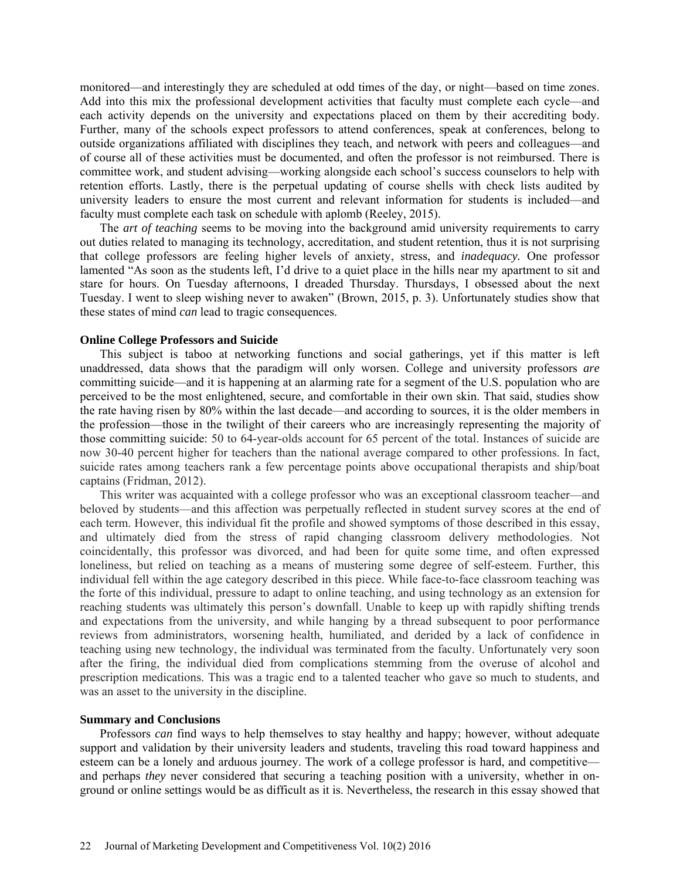monitored—and interestingly they are scheduled at odd times of the day, or night—based on time zones. Add into this mix the professional development activities that faculty must complete each cycle—and each activity depends on the university and expectations placed on them by their accrediting body. Further, many of the schools expect professors to attend conferences, speak at conferences, belong to outside organizations affiliated with disciplines they teach, and network with peers and colleagues—and of course all of these activities must be documented, and often the professor is not reimbursed. There is committee work, and student advising—working alongside each school's success counselors to help with retention efforts. Lastly, there is the perpetual updating of course shells with check lists audited by university leaders to ensure the most current and relevant information for students is included—and faculty must complete each task on schedule with aplomb (Reeley, 2015).

The *art of teaching* seems to be moving into the background amid university requirements to carry out duties related to managing its technology, accreditation, and student retention, thus it is not surprising that college professors are feeling higher levels of anxiety, stress, and ***inadequacy.*** One professor lamented "As soon as the students left, I'd drive to a quiet place in the hills near my apartment to sit and stare for hours. On Tuesday afternoons, I dreaded Thursday. Thursdays, I obsessed about the next Tuesday. I went to sleep wishing never to awaken" (Brown, 2015, p. 3). Unfortunately studies show that these states of mind *can* lead to tragic consequences.

**Online College Professors and Suicide**

This subject is taboo at networking functions and social gatherings, yet if this matter is left unaddressed, data shows that the paradigm will only worsen. College and university professors *are* committing suicide—and it is happening at an alarming rate for a segment of the U.S. population who are perceived to be the most enlightened, secure, and comfortable in their own skin. That said, studies show the rate having risen by 80% within the last decade—and according to sources, it is the older members in the profession—those in the twilight of their careers who are increasingly representing the majority of those committing suicide: 50 to 64-year-olds account for 65 percent of the total. Instances of suicide are now 30-40 percent higher for teachers than the national average compared to other professions. In fact, suicide rates among teachers rank a few percentage points above occupational therapists and ship/boat captains (Fridman, 2012).

This writer was acquainted with a college professor who was an exceptional classroom teacher—and beloved by students—and this affection was perpetually reflected in student survey scores at the end of each term. However, this individual fit the profile and showed symptoms of those described in this essay, and ultimately died from the stress of rapid changing classroom delivery methodologies. Not coincidentally, this professor was divorced, and had been for quite some time, and often expressed loneliness, but relied on teaching as a means of mustering some degree of self-esteem. Further, this individual fell within the age category described in this piece. While face-to-face classroom teaching was the forte of this individual, pressure to adapt to online teaching, and using technology as an extension for reaching students was ultimately this person's downfall. Unable to keep up with rapidly shifting trends and expectations from the university, and while hanging by a thread subsequent to poor performance reviews from administrators, worsening health, humiliated, and derided by a lack of confidence in teaching using new technology, the individual was terminated from the faculty. Unfortunately very soon after the firing, the individual died from complications stemming from the overuse of alcohol and prescription medications. This was a tragic end to a talented teacher who gave so much to students, and was an asset to the university in the discipline.

**Summary and Conclusions**

Professors *can* find ways to help themselves to stay healthy and happy; however, without adequate support and validation by their university leaders and students, traveling this road toward happiness and esteem can be a lonely and arduous journey. The work of a college professor is hard, and competitive—and perhaps *they* never considered that securing a teaching position with a university, whether in on-ground or online settings would be as difficult as it is. Nevertheless, the research in this essay showed that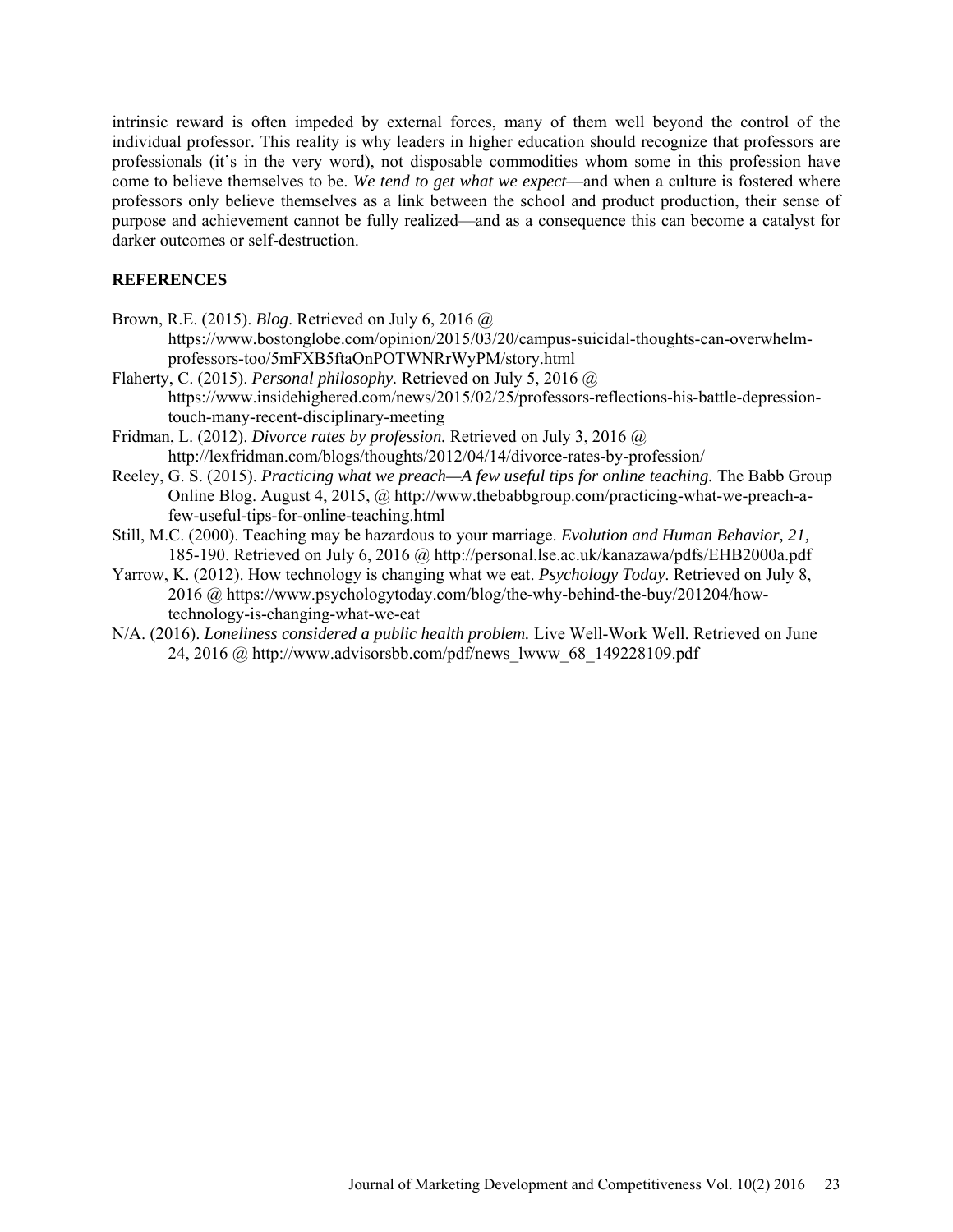intrinsic reward is often impeded by external forces, many of them well beyond the control of the individual professor. This reality is why leaders in higher education should recognize that professors are professionals (it's in the very word), not disposable commodities whom some in this profession have come to believe themselves to be. *We tend to get what we expect*—and when a culture is fostered where professors only believe themselves as a link between the school and product production, their sense of purpose and achievement cannot be fully realized—and as a consequence this can become a catalyst for darker outcomes or self-destruction.

## REFERENCES

Brown, R.E. (2015). *Blog*. Retrieved on July 6, 2016 @ https://www.bostonglobe.com/opinion/2015/03/20/campus-suicidal-thoughts-can-overwhelm-professors-too/5mFXB5ftaOnPOTWNRrWyPM/story.html

Flaherty, C. (2015). *Personal philosophy.* Retrieved on July 5, 2016 @ https://www.insidehighered.com/news/2015/02/25/professors-reflections-his-battle-depression-touch-many-recent-disciplinary-meeting

Fridman, L. (2012). *Divorce rates by profession.* Retrieved on July 3, 2016 @ http://lexfridman.com/blogs/thoughts/2012/04/14/divorce-rates-by-profession/

Reeley, G. S. (2015). *Practicing what we preach—A few useful tips for online teaching.* The Babb Group Online Blog. August 4, 2015, @ http://www.thebabbgroup.com/practicing-what-we-preach-a-few-useful-tips-for-online-teaching.html

Still, M.C. (2000). Teaching may be hazardous to your marriage. *Evolution and Human Behavior, 21,* 185-190. Retrieved on July 6, 2016 @ http://personal.lse.ac.uk/kanazawa/pdfs/EHB2000a.pdf

Yarrow, K. (2012). How technology is changing what we eat. *Psychology Today*. Retrieved on July 8, 2016 @ https://www.psychologytoday.com/blog/the-why-behind-the-buy/201204/how-technology-is-changing-what-we-eat

N/A. (2016). *Loneliness considered a public health problem.* Live Well-Work Well. Retrieved on June 24, 2016 @ http://www.advisorsbb.com/pdf/news_lwww_68_149228109.pdf